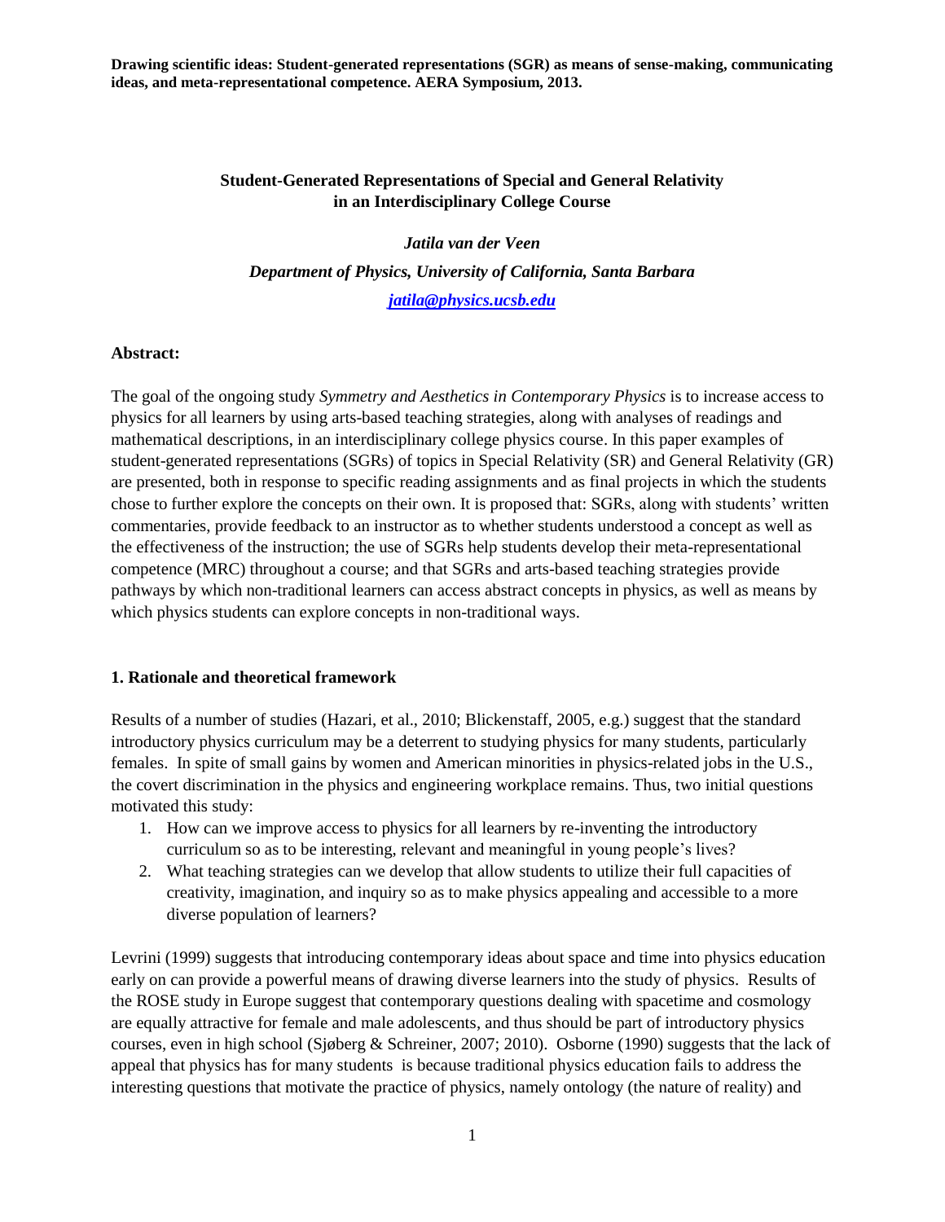**Drawing scientific ideas: Student-generated representations (SGR) as means of sense-making, communicating ideas, and meta-representational competence. AERA Symposium, 2013.**

# Student-Generated Representations of Special and General Relativity in an Interdisciplinary College Course

***Jatila van der Veen***

***Department of Physics, University of California, Santa Barbara***

***jatila@physics.ucsb.edu***

## Abstract:

The goal of the ongoing study *Symmetry and Aesthetics in Contemporary Physics* is to increase access to physics for all learners by using arts-based teaching strategies, along with analyses of readings and mathematical descriptions, in an interdisciplinary college physics course. In this paper examples of student-generated representations (SGRs) of topics in Special Relativity (SR) and General Relativity (GR) are presented, both in response to specific reading assignments and as final projects in which the students chose to further explore the concepts on their own. It is proposed that: SGRs, along with students' written commentaries, provide feedback to an instructor as to whether students understood a concept as well as the effectiveness of the instruction; the use of SGRs help students develop their meta-representational competence (MRC) throughout a course; and that SGRs and arts-based teaching strategies provide pathways by which non-traditional learners can access abstract concepts in physics, as well as means by which physics students can explore concepts in non-traditional ways.

## 1. Rationale and theoretical framework

Results of a number of studies (Hazari, et al., 2010; Blickenstaff, 2005, e.g.) suggest that the standard introductory physics curriculum may be a deterrent to studying physics for many students, particularly females. In spite of small gains by women and American minorities in physics-related jobs in the U.S., the covert discrimination in the physics and engineering workplace remains. Thus, two initial questions motivated this study:

1. How can we improve access to physics for all learners by re-inventing the introductory curriculum so as to be interesting, relevant and meaningful in young people's lives?
2. What teaching strategies can we develop that allow students to utilize their full capacities of creativity, imagination, and inquiry so as to make physics appealing and accessible to a more diverse population of learners?

Levrini (1999) suggests that introducing contemporary ideas about space and time into physics education early on can provide a powerful means of drawing diverse learners into the study of physics. Results of the ROSE study in Europe suggest that contemporary questions dealing with spacetime and cosmology are equally attractive for female and male adolescents, and thus should be part of introductory physics courses, even in high school (Sjøberg & Schreiner, 2007; 2010). Osborne (1990) suggests that the lack of appeal that physics has for many students is because traditional physics education fails to address the interesting questions that motivate the practice of physics, namely ontology (the nature of reality) and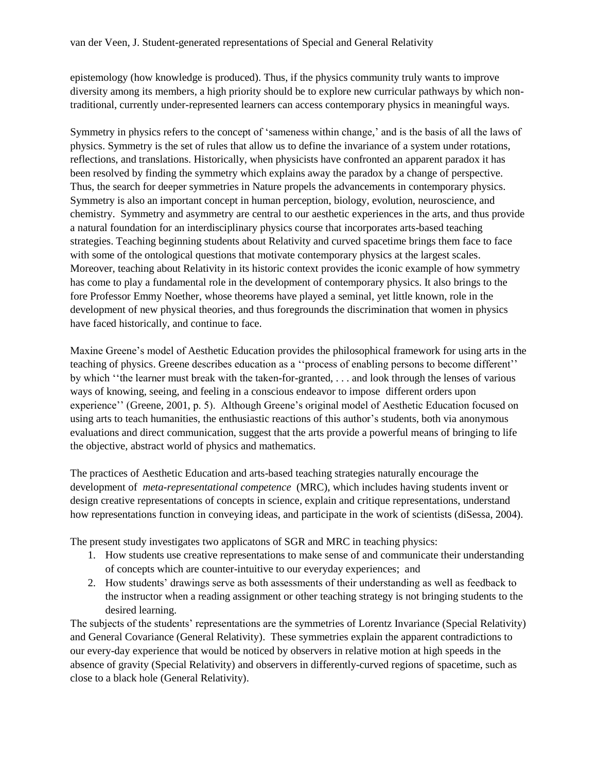epistemology (how knowledge is produced). Thus, if the physics community truly wants to improve diversity among its members, a high priority should be to explore new curricular pathways by which non-traditional, currently under-represented learners can access contemporary physics in meaningful ways.

Symmetry in physics refers to the concept of 'sameness within change,' and is the basis of all the laws of physics. Symmetry is the set of rules that allow us to define the invariance of a system under rotations, reflections, and translations. Historically, when physicists have confronted an apparent paradox it has been resolved by finding the symmetry which explains away the paradox by a change of perspective. Thus, the search for deeper symmetries in Nature propels the advancements in contemporary physics. Symmetry is also an important concept in human perception, biology, evolution, neuroscience, and chemistry. Symmetry and asymmetry are central to our aesthetic experiences in the arts, and thus provide a natural foundation for an interdisciplinary physics course that incorporates arts-based teaching strategies. Teaching beginning students about Relativity and curved spacetime brings them face to face with some of the ontological questions that motivate contemporary physics at the largest scales. Moreover, teaching about Relativity in its historic context provides the iconic example of how symmetry has come to play a fundamental role in the development of contemporary physics. It also brings to the fore Professor Emmy Noether, whose theorems have played a seminal, yet little known, role in the development of new physical theories, and thus foregrounds the discrimination that women in physics have faced historically, and continue to face.

Maxine Greene's model of Aesthetic Education provides the philosophical framework for using arts in the teaching of physics. Greene describes education as a ''process of enabling persons to become different'' by which ''the learner must break with the taken-for-granted, . . . and look through the lenses of various ways of knowing, seeing, and feeling in a conscious endeavor to impose different orders upon experience'' (Greene, 2001, p. 5). Although Greene's original model of Aesthetic Education focused on using arts to teach humanities, the enthusiastic reactions of this author's students, both via anonymous evaluations and direct communication, suggest that the arts provide a powerful means of bringing to life the objective, abstract world of physics and mathematics.

The practices of Aesthetic Education and arts-based teaching strategies naturally encourage the development of *meta-representational competence* (MRC), which includes having students invent or design creative representations of concepts in science, explain and critique representations, understand how representations function in conveying ideas, and participate in the work of scientists (diSessa, 2004).

The present study investigates two applicatons of SGR and MRC in teaching physics:

1. How students use creative representations to make sense of and communicate their understanding of concepts which are counter-intuitive to our everyday experiences; and
2. How students' drawings serve as both assessments of their understanding as well as feedback to the instructor when a reading assignment or other teaching strategy is not bringing students to the desired learning.

The subjects of the students' representations are the symmetries of Lorentz Invariance (Special Relativity) and General Covariance (General Relativity). These symmetries explain the apparent contradictions to our every-day experience that would be noticed by observers in relative motion at high speeds in the absence of gravity (Special Relativity) and observers in differently-curved regions of spacetime, such as close to a black hole (General Relativity).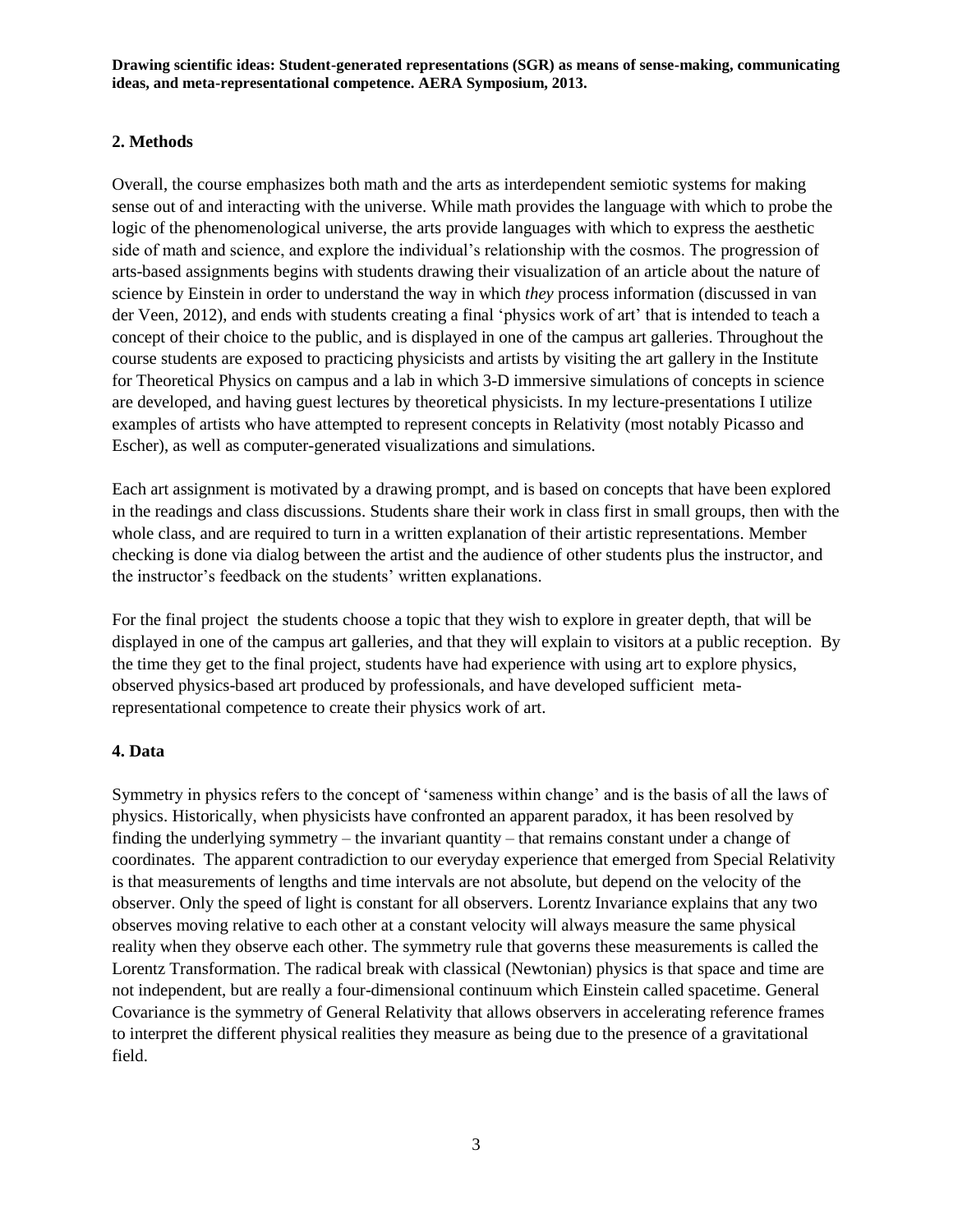## 2. Methods

Overall, the course emphasizes both math and the arts as interdependent semiotic systems for making sense out of and interacting with the universe. While math provides the language with which to probe the logic of the phenomenological universe, the arts provide languages with which to express the aesthetic side of math and science, and explore the individual's relationship with the cosmos. The progression of arts-based assignments begins with students drawing their visualization of an article about the nature of science by Einstein in order to understand the way in which *they* process information (discussed in van der Veen, 2012), and ends with students creating a final 'physics work of art' that is intended to teach a concept of their choice to the public, and is displayed in one of the campus art galleries. Throughout the course students are exposed to practicing physicists and artists by visiting the art gallery in the Institute for Theoretical Physics on campus and a lab in which 3-D immersive simulations of concepts in science are developed, and having guest lectures by theoretical physicists. In my lecture-presentations I utilize examples of artists who have attempted to represent concepts in Relativity (most notably Picasso and Escher), as well as computer-generated visualizations and simulations.

Each art assignment is motivated by a drawing prompt, and is based on concepts that have been explored in the readings and class discussions. Students share their work in class first in small groups, then with the whole class, and are required to turn in a written explanation of their artistic representations. Member checking is done via dialog between the artist and the audience of other students plus the instructor, and the instructor's feedback on the students' written explanations.

For the final project the students choose a topic that they wish to explore in greater depth, that will be displayed in one of the campus art galleries, and that they will explain to visitors at a public reception. By the time they get to the final project, students have had experience with using art to explore physics, observed physics-based art produced by professionals, and have developed sufficient meta-representational competence to create their physics work of art.

## 4. Data

Symmetry in physics refers to the concept of 'sameness within change' and is the basis of all the laws of physics. Historically, when physicists have confronted an apparent paradox, it has been resolved by finding the underlying symmetry – the invariant quantity – that remains constant under a change of coordinates. The apparent contradiction to our everyday experience that emerged from Special Relativity is that measurements of lengths and time intervals are not absolute, but depend on the velocity of the observer. Only the speed of light is constant for all observers. Lorentz Invariance explains that any two observes moving relative to each other at a constant velocity will always measure the same physical reality when they observe each other. The symmetry rule that governs these measurements is called the Lorentz Transformation. The radical break with classical (Newtonian) physics is that space and time are not independent, but are really a four-dimensional continuum which Einstein called spacetime. General Covariance is the symmetry of General Relativity that allows observers in accelerating reference frames to interpret the different physical realities they measure as being due to the presence of a gravitational field.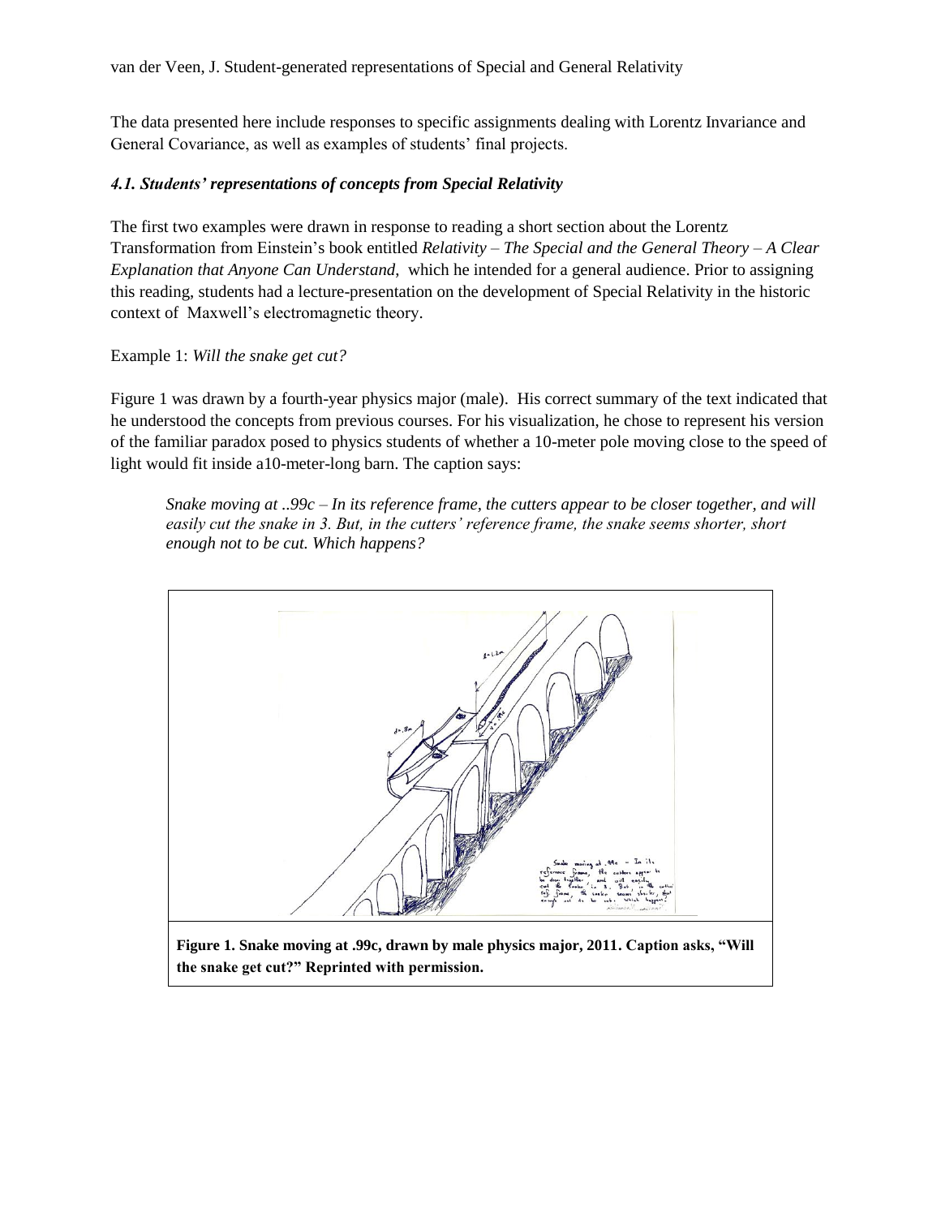The data presented here include responses to specific assignments dealing with Lorentz Invariance and General Covariance, as well as examples of students' final projects.

### *4.1. Students' representations of concepts from Special Relativity*

The first two examples were drawn in response to reading a short section about the Lorentz Transformation from Einstein's book entitled *Relativity – The Special and the General Theory – A Clear Explanation that Anyone Can Understand*, which he intended for a general audience. Prior to assigning this reading, students had a lecture-presentation on the development of Special Relativity in the historic context of Maxwell's electromagnetic theory.

Example 1: *Will the snake get cut?*

Figure 1 was drawn by a fourth-year physics major (male). His correct summary of the text indicated that he understood the concepts from previous courses. For his visualization, he chose to represent his version of the familiar paradox posed to physics students of whether a 10-meter pole moving close to the speed of light would fit inside a10-meter-long barn. The caption says:

> *Snake moving at ..99c – In its reference frame, the cutters appear to be closer together, and will easily cut the snake in 3. But, in the cutters' reference frame, the snake seems shorter, short enough not to be cut. Which happens?*

**Figure 1. Snake moving at .99c, drawn by male physics major, 2011. Caption asks, "Will the snake get cut?" Reprinted with permission.**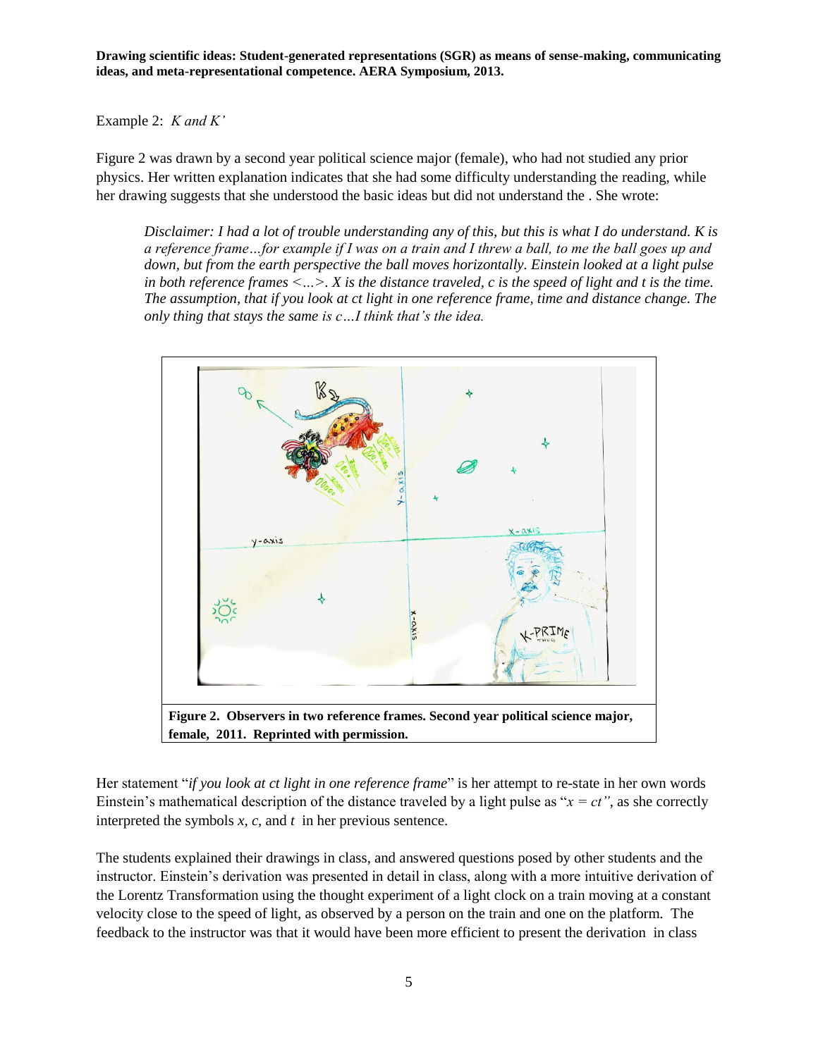Example 2: *K and K'*

Figure 2 was drawn by a second year political science major (female), who had not studied any prior physics. Her written explanation indicates that she had some difficulty understanding the reading, while her drawing suggests that she understood the basic ideas but did not understand the . She wrote:

> *Disclaimer: I had a lot of trouble understanding any of this, but this is what I do understand. K is a reference frame…for example if I was on a train and I threw a ball, to me the ball goes up and down, but from the earth perspective the ball moves horizontally. Einstein looked at a light pulse in both reference frames <…>. X is the distance traveled, c is the speed of light and t is the time. The assumption, that if you look at ct light in one reference frame, time and distance change. The only thing that stays the same is c…I think that's the idea.*

**Figure 2. Observers in two reference frames. Second year political science major, female, 2011. Reprinted with permission.**

Her statement "*if you look at ct light in one reference frame*" is her attempt to re-state in her own words Einstein's mathematical description of the distance traveled by a light pulse as "$x = ct$", as she correctly interpreted the symbols $x$, $c$, and $t$ in her previous sentence.

The students explained their drawings in class, and answered questions posed by other students and the instructor. Einstein's derivation was presented in detail in class, along with a more intuitive derivation of the Lorentz Transformation using the thought experiment of a light clock on a train moving at a constant velocity close to the speed of light, as observed by a person on the train and one on the platform. The feedback to the instructor was that it would have been more efficient to present the derivation in class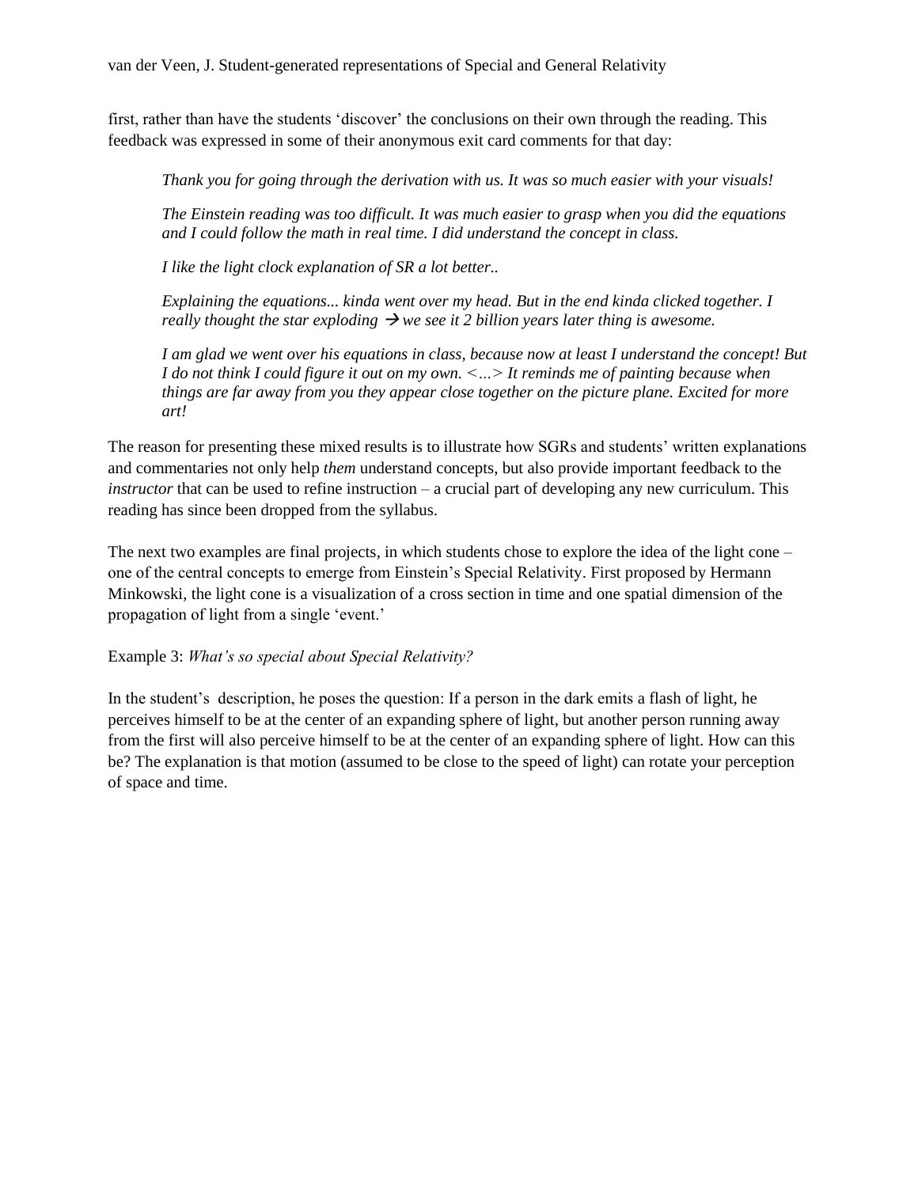first, rather than have the students 'discover' the conclusions on their own through the reading. This feedback was expressed in some of their anonymous exit card comments for that day:

> *Thank you for going through the derivation with us. It was so much easier with your visuals!*
>
> *The Einstein reading was too difficult. It was much easier to grasp when you did the equations and I could follow the math in real time. I did understand the concept in class.*
>
> *I like the light clock explanation of SR a lot better..*
>
> *Explaining the equations... kinda went over my head. But in the end kinda clicked together. I really thought the star exploding → we see it 2 billion years later thing is awesome.*
>
> *I am glad we went over his equations in class, because now at least I understand the concept! But I do not think I could figure it out on my own. <...> It reminds me of painting because when things are far away from you they appear close together on the picture plane. Excited for more art!*

The reason for presenting these mixed results is to illustrate how SGRs and students' written explanations and commentaries not only help *them* understand concepts, but also provide important feedback to the *instructor* that can be used to refine instruction – a crucial part of developing any new curriculum. This reading has since been dropped from the syllabus.

The next two examples are final projects, in which students chose to explore the idea of the light cone – one of the central concepts to emerge from Einstein's Special Relativity. First proposed by Hermann Minkowski, the light cone is a visualization of a cross section in time and one spatial dimension of the propagation of light from a single 'event.'

Example 3: *What's so special about Special Relativity?*

In the student's description, he poses the question: If a person in the dark emits a flash of light, he perceives himself to be at the center of an expanding sphere of light, but another person running away from the first will also perceive himself to be at the center of an expanding sphere of light. How can this be? The explanation is that motion (assumed to be close to the speed of light) can rotate your perception of space and time.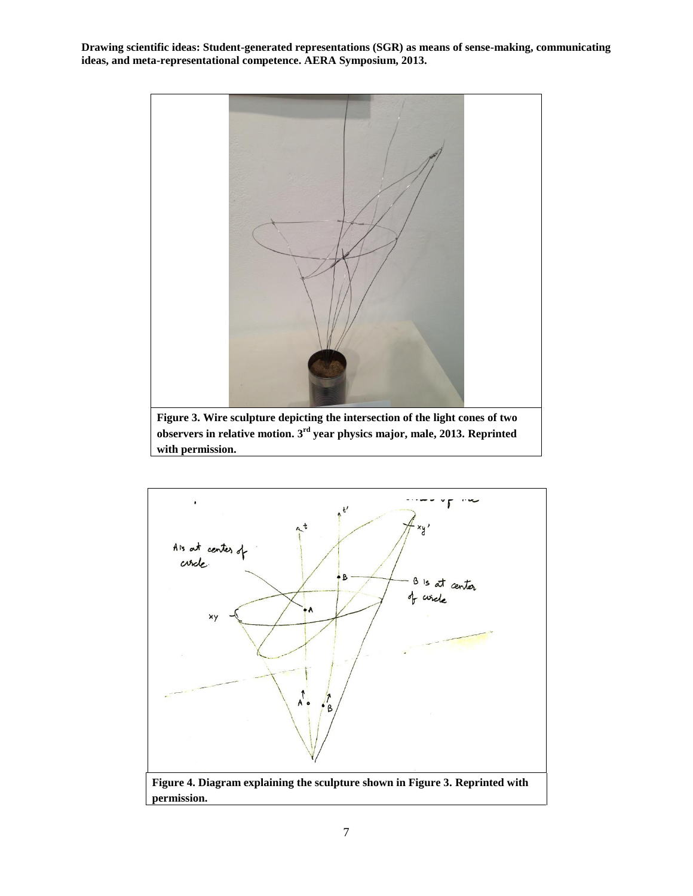**Figure 3. Wire sculpture depicting the intersection of the light cones of two observers in relative motion. 3rd year physics major, male, 2013. Reprinted with permission.**

**Figure 4. Diagram explaining the sculpture shown in Figure 3. Reprinted with permission.**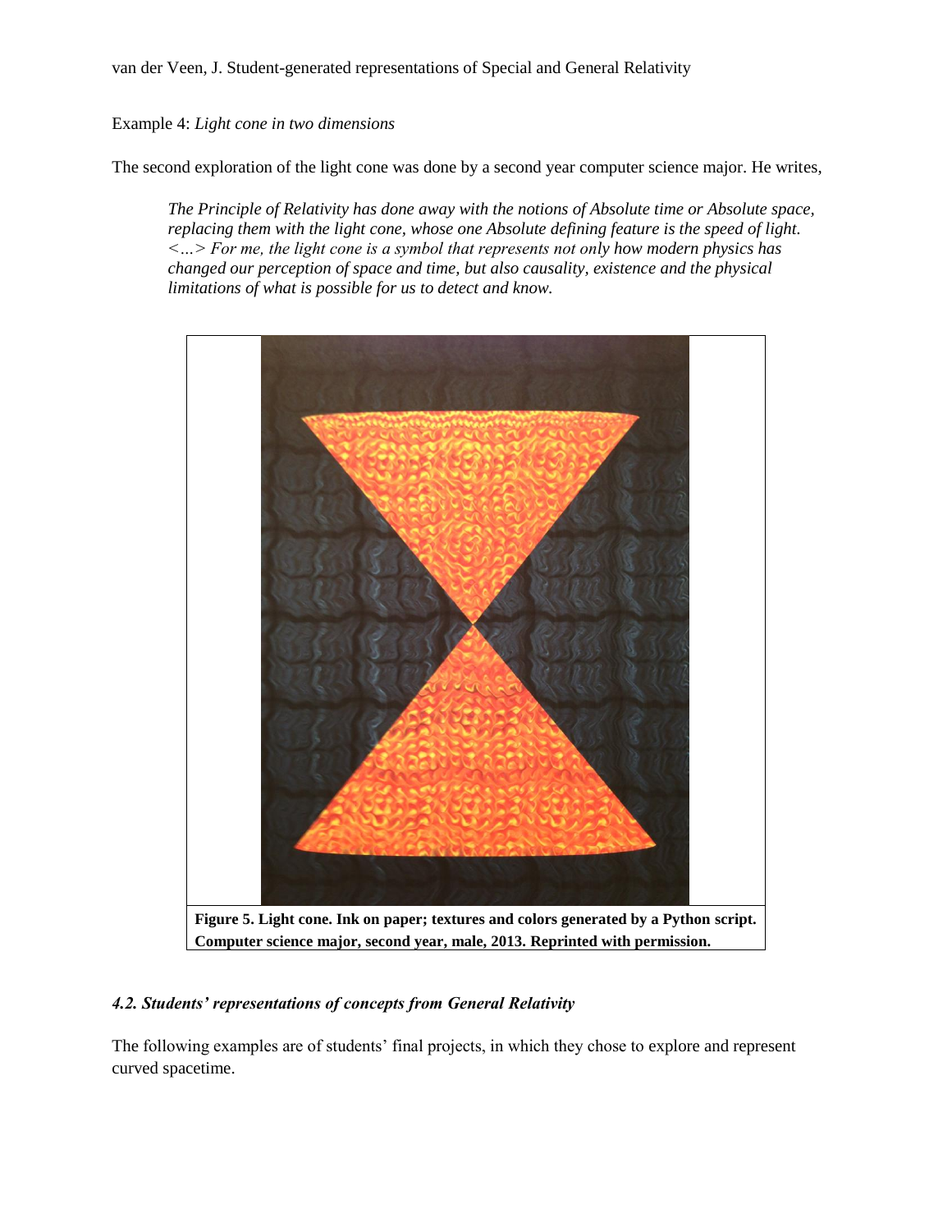Example 4: *Light cone in two dimensions*

The second exploration of the light cone was done by a second year computer science major. He writes,

> *The Principle of Relativity has done away with the notions of Absolute time or Absolute space, replacing them with the light cone, whose one Absolute defining feature is the speed of light. <…> For me, the light cone is a symbol that represents not only how modern physics has changed our perception of space and time, but also causality, existence and the physical limitations of what is possible for us to detect and know.*

**Figure 5. Light cone. Ink on paper; textures and colors generated by a Python script. Computer science major, second year, male, 2013. Reprinted with permission.**

### *4.2. Students' representations of concepts from General Relativity*

The following examples are of students' final projects, in which they chose to explore and represent curved spacetime.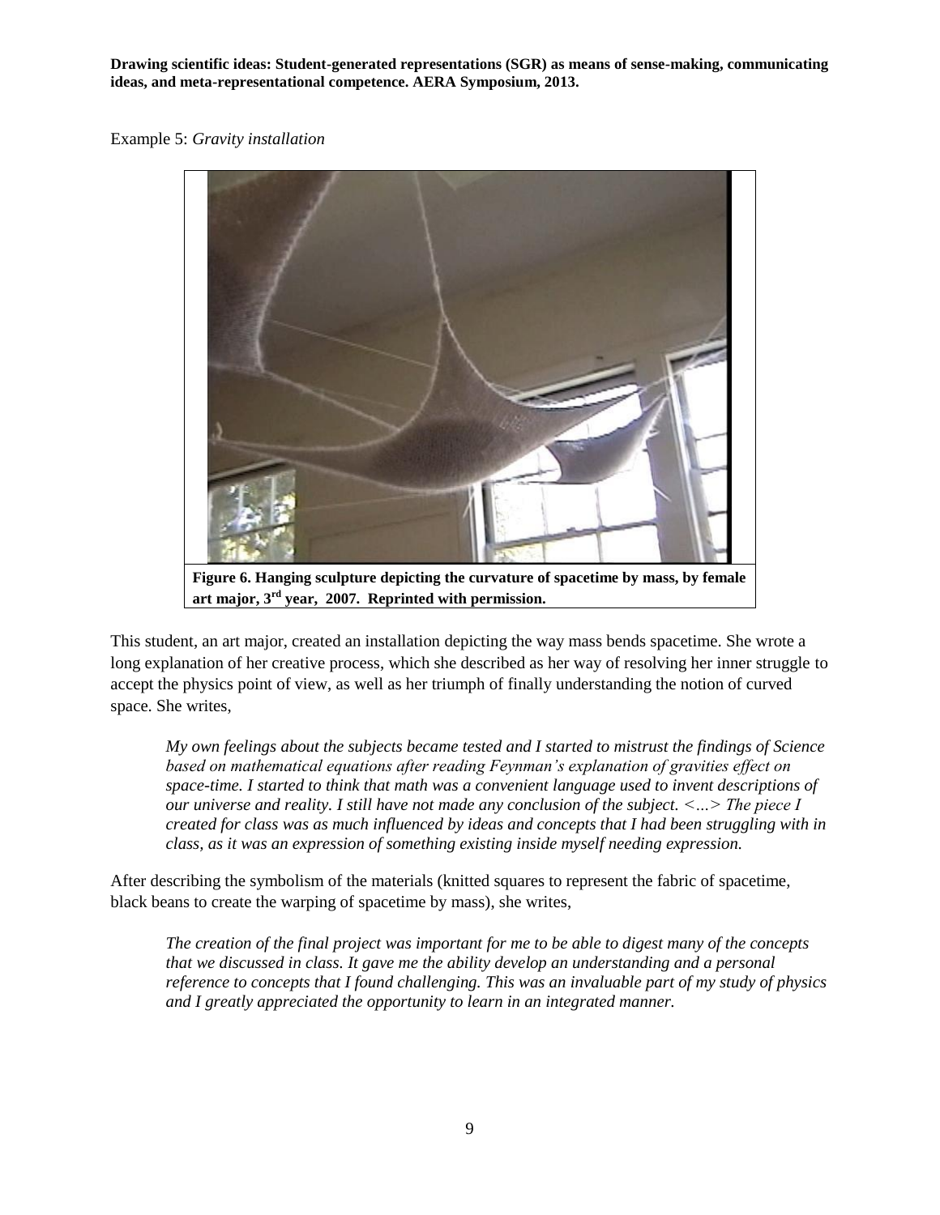Example 5: *Gravity installation*

**Figure 6. Hanging sculpture depicting the curvature of spacetime by mass, by female art major, 3rd year, 2007. Reprinted with permission.**

This student, an art major, created an installation depicting the way mass bends spacetime. She wrote a long explanation of her creative process, which she described as her way of resolving her inner struggle to accept the physics point of view, as well as her triumph of finally understanding the notion of curved space. She writes,

> *My own feelings about the subjects became tested and I started to mistrust the findings of Science based on mathematical equations after reading Feynman's explanation of gravities effect on space-time. I started to think that math was a convenient language used to invent descriptions of our universe and reality. I still have not made any conclusion of the subject. <…> The piece I created for class was as much influenced by ideas and concepts that I had been struggling with in class, as it was an expression of something existing inside myself needing expression.*

After describing the symbolism of the materials (knitted squares to represent the fabric of spacetime, black beans to create the warping of spacetime by mass), she writes,

> *The creation of the final project was important for me to be able to digest many of the concepts that we discussed in class. It gave me the ability develop an understanding and a personal reference to concepts that I found challenging. This was an invaluable part of my study of physics and I greatly appreciated the opportunity to learn in an integrated manner.*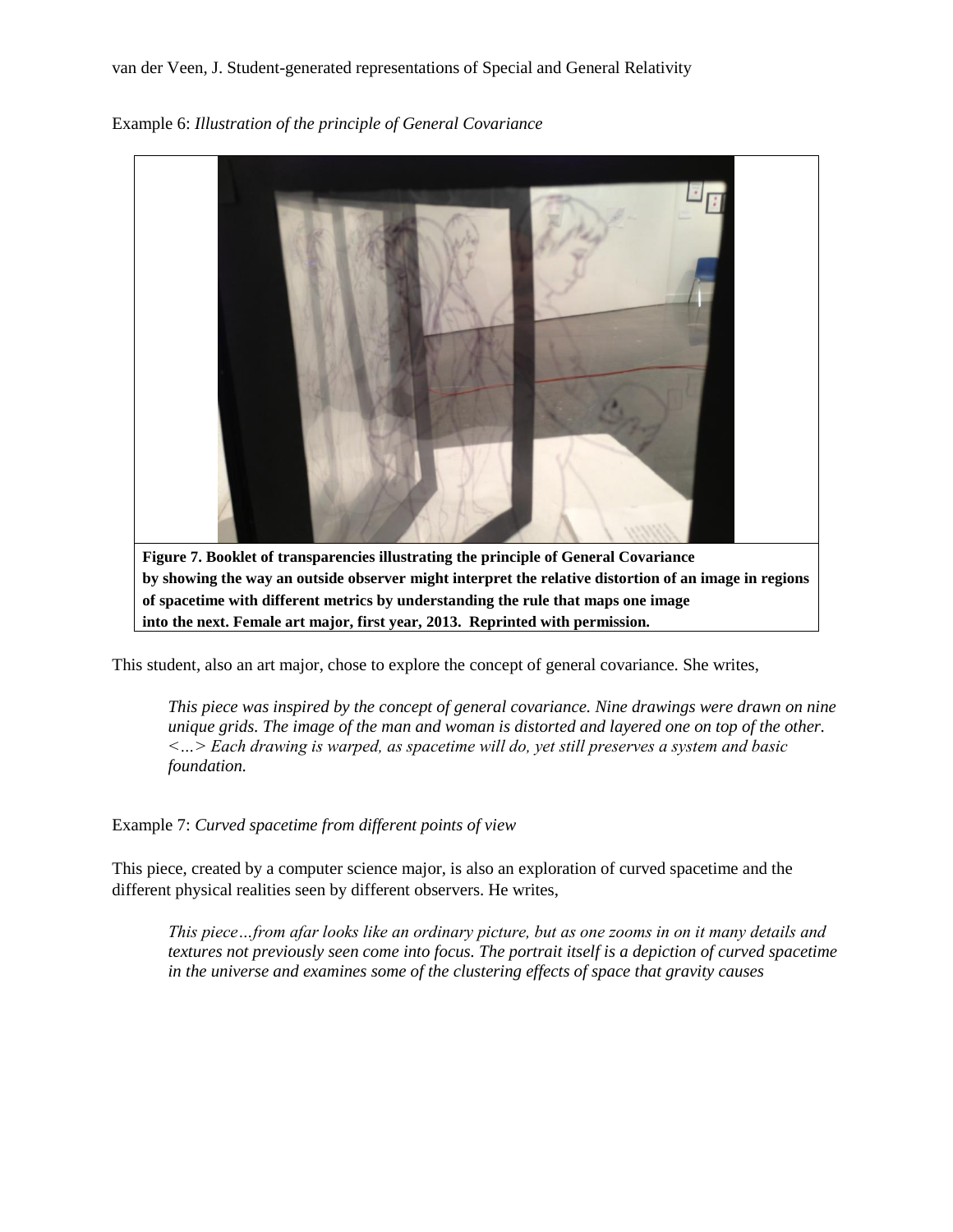Example 6: *Illustration of the principle of General Covariance*

**Figure 7. Booklet of transparencies illustrating the principle of General Covariance by showing the way an outside observer might interpret the relative distortion of an image in regions of spacetime with different metrics by understanding the rule that maps one image into the next. Female art major, first year, 2013. Reprinted with permission.**

This student, also an art major, chose to explore the concept of general covariance. She writes,

> *This piece was inspired by the concept of general covariance. Nine drawings were drawn on nine unique grids. The image of the man and woman is distorted and layered one on top of the other. <…> Each drawing is warped, as spacetime will do, yet still preserves a system and basic foundation.*

Example 7: *Curved spacetime from different points of view*

This piece, created by a computer science major, is also an exploration of curved spacetime and the different physical realities seen by different observers. He writes,

> *This piece…from afar looks like an ordinary picture, but as one zooms in on it many details and textures not previously seen come into focus. The portrait itself is a depiction of curved spacetime in the universe and examines some of the clustering effects of space that gravity causes*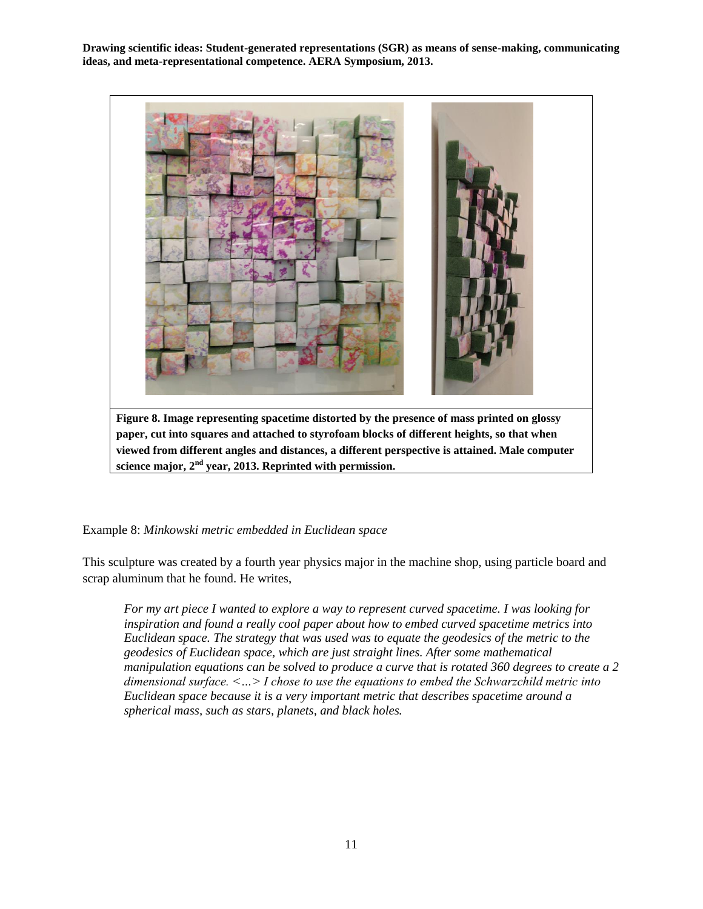**Figure 8. Image representing spacetime distorted by the presence of mass printed on glossy paper, cut into squares and attached to styrofoam blocks of different heights, so that when viewed from different angles and distances, a different perspective is attained. Male computer science major, 2nd year, 2013. Reprinted with permission.**

Example 8: *Minkowski metric embedded in Euclidean space*

This sculpture was created by a fourth year physics major in the machine shop, using particle board and scrap aluminum that he found. He writes,

> *For my art piece I wanted to explore a way to represent curved spacetime. I was looking for inspiration and found a really cool paper about how to embed curved spacetime metrics into Euclidean space. The strategy that was used was to equate the geodesics of the metric to the geodesics of Euclidean space, which are just straight lines. After some mathematical manipulation equations can be solved to produce a curve that is rotated 360 degrees to create a 2 dimensional surface. <…> I chose to use the equations to embed the Schwarzchild metric into Euclidean space because it is a very important metric that describes spacetime around a spherical mass, such as stars, planets, and black holes.*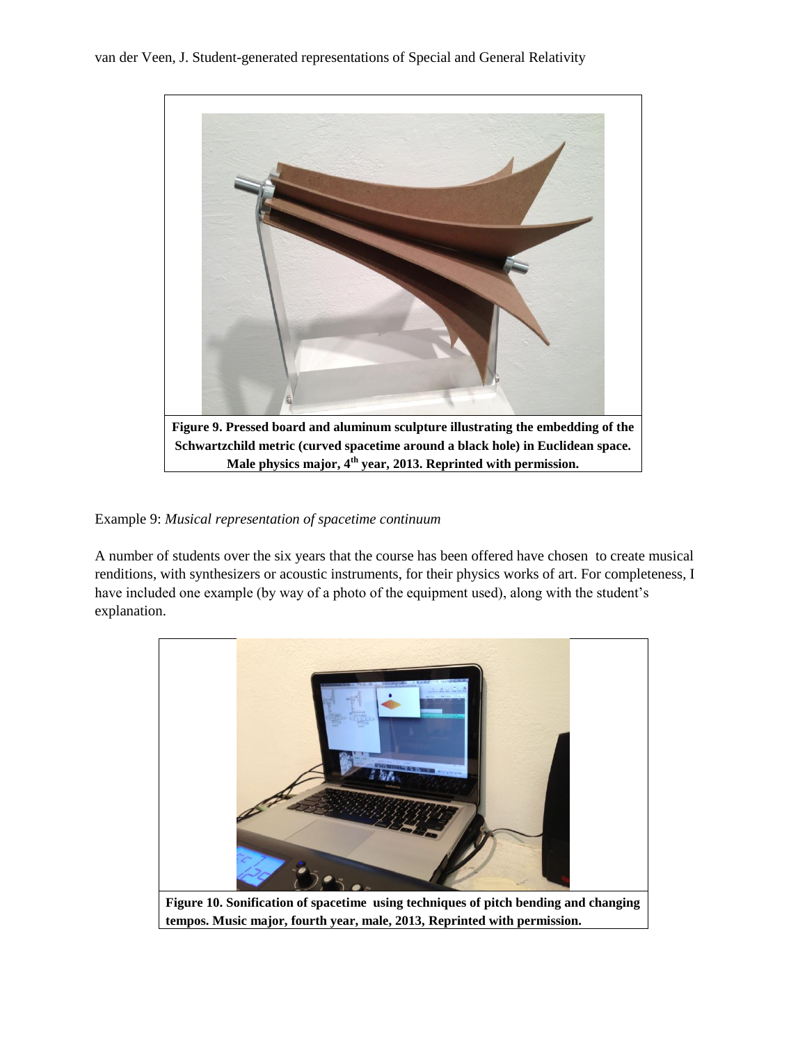**Figure 9. Pressed board and aluminum sculpture illustrating the embedding of the Schwartzchild metric (curved spacetime around a black hole) in Euclidean space. Male physics major, 4th year, 2013. Reprinted with permission.**

Example 9: *Musical representation of spacetime continuum*

A number of students over the six years that the course has been offered have chosen to create musical renditions, with synthesizers or acoustic instruments, for their physics works of art. For completeness, I have included one example (by way of a photo of the equipment used), along with the student's explanation.

**Figure 10. Sonification of spacetime using techniques of pitch bending and changing tempos. Music major, fourth year, male, 2013, Reprinted with permission.**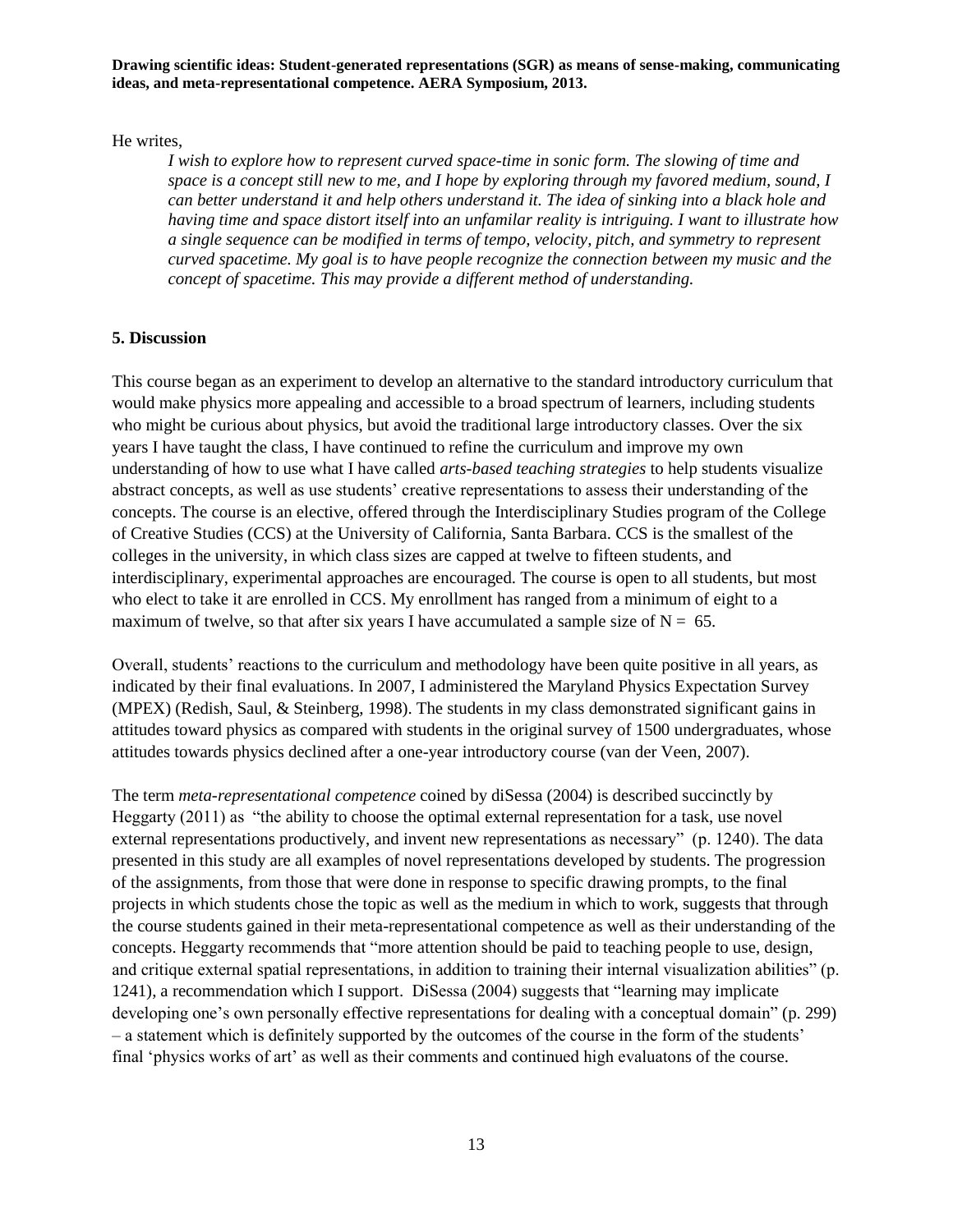He writes,

> *I wish to explore how to represent curved space-time in sonic form. The slowing of time and space is a concept still new to me, and I hope by exploring through my favored medium, sound, I can better understand it and help others understand it. The idea of sinking into a black hole and having time and space distort itself into an unfamilar reality is intriguing. I want to illustrate how a single sequence can be modified in terms of tempo, velocity, pitch, and symmetry to represent curved spacetime. My goal is to have people recognize the connection between my music and the concept of spacetime. This may provide a different method of understanding.*

## 5. Discussion

This course began as an experiment to develop an alternative to the standard introductory curriculum that would make physics more appealing and accessible to a broad spectrum of learners, including students who might be curious about physics, but avoid the traditional large introductory classes. Over the six years I have taught the class, I have continued to refine the curriculum and improve my own understanding of how to use what I have called *arts-based teaching strategies* to help students visualize abstract concepts, as well as use students' creative representations to assess their understanding of the concepts. The course is an elective, offered through the Interdisciplinary Studies program of the College of Creative Studies (CCS) at the University of California, Santa Barbara. CCS is the smallest of the colleges in the university, in which class sizes are capped at twelve to fifteen students, and interdisciplinary, experimental approaches are encouraged. The course is open to all students, but most who elect to take it are enrolled in CCS. My enrollment has ranged from a minimum of eight to a maximum of twelve, so that after six years I have accumulated a sample size of $N = 65$.

Overall, students' reactions to the curriculum and methodology have been quite positive in all years, as indicated by their final evaluations. In 2007, I administered the Maryland Physics Expectation Survey (MPEX) (Redish, Saul, & Steinberg, 1998). The students in my class demonstrated significant gains in attitudes toward physics as compared with students in the original survey of 1500 undergraduates, whose attitudes towards physics declined after a one-year introductory course (van der Veen, 2007).

The term *meta-representational competence* coined by diSessa (2004) is described succinctly by Heggarty (2011) as "the ability to choose the optimal external representation for a task, use novel external representations productively, and invent new representations as necessary" (p. 1240). The data presented in this study are all examples of novel representations developed by students. The progression of the assignments, from those that were done in response to specific drawing prompts, to the final projects in which students chose the topic as well as the medium in which to work, suggests that through the course students gained in their meta-representational competence as well as their understanding of the concepts. Heggarty recommends that "more attention should be paid to teaching people to use, design, and critique external spatial representations, in addition to training their internal visualization abilities" (p. 1241), a recommendation which I support. DiSessa (2004) suggests that "learning may implicate developing one's own personally effective representations for dealing with a conceptual domain" (p. 299) – a statement which is definitely supported by the outcomes of the course in the form of the students' final 'physics works of art' as well as their comments and continued high evaluatons of the course.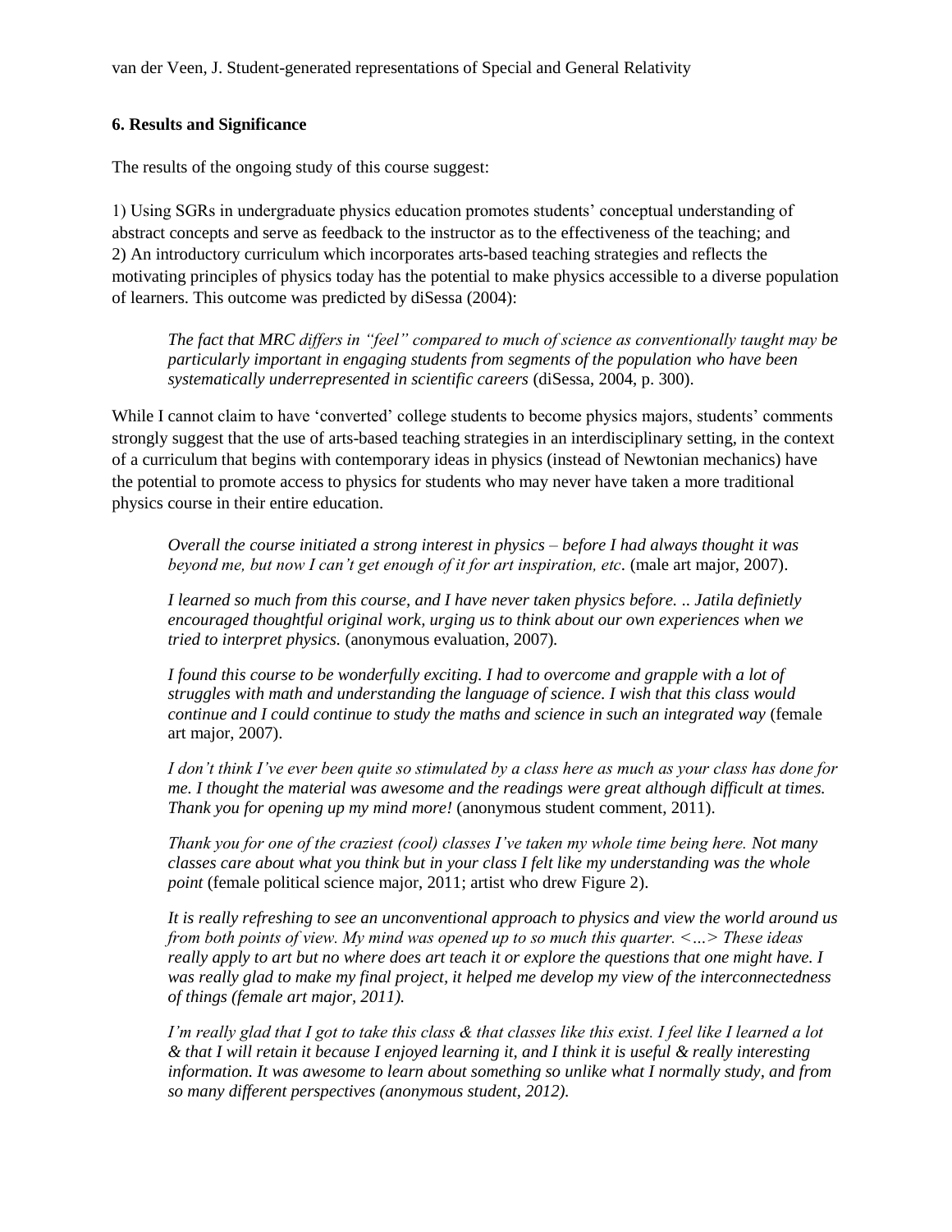## 6. Results and Significance

The results of the ongoing study of this course suggest:

1) Using SGRs in undergraduate physics education promotes students' conceptual understanding of abstract concepts and serve as feedback to the instructor as to the effectiveness of the teaching; and
2) An introductory curriculum which incorporates arts-based teaching strategies and reflects the motivating principles of physics today has the potential to make physics accessible to a diverse population of learners. This outcome was predicted by diSessa (2004):

> *The fact that MRC differs in "feel" compared to much of science as conventionally taught may be particularly important in engaging students from segments of the population who have been systematically underrepresented in scientific careers* (diSessa, 2004, p. 300).

While I cannot claim to have 'converted' college students to become physics majors, students' comments strongly suggest that the use of arts-based teaching strategies in an interdisciplinary setting, in the context of a curriculum that begins with contemporary ideas in physics (instead of Newtonian mechanics) have the potential to promote access to physics for students who may never have taken a more traditional physics course in their entire education.

> *Overall the course initiated a strong interest in physics – before I had always thought it was beyond me, but now I can't get enough of it for art inspiration, etc*. (male art major, 2007).

> *I learned so much from this course, and I have never taken physics before. .. Jatila definietly encouraged thoughtful original work, urging us to think about our own experiences when we tried to interpret physics.* (anonymous evaluation, 2007).

> *I found this course to be wonderfully exciting. I had to overcome and grapple with a lot of struggles with math and understanding the language of science. I wish that this class would continue and I could continue to study the maths and science in such an integrated way* (female art major, 2007).

> *I don't think I've ever been quite so stimulated by a class here as much as your class has done for me. I thought the material was awesome and the readings were great although difficult at times. Thank you for opening up my mind more!* (anonymous student comment, 2011).

> *Thank you for one of the craziest (cool) classes I've taken my whole time being here. Not many classes care about what you think but in your class I felt like my understanding was the whole point* (female political science major, 2011; artist who drew Figure 2).

> *It is really refreshing to see an unconventional approach to physics and view the world around us from both points of view. My mind was opened up to so much this quarter. <…> These ideas really apply to art but no where does art teach it or explore the questions that one might have. I was really glad to make my final project, it helped me develop my view of the interconnectedness of things (female art major, 2011).*

> *I'm really glad that I got to take this class & that classes like this exist. I feel like I learned a lot & that I will retain it because I enjoyed learning it, and I think it is useful & really interesting information. It was awesome to learn about something so unlike what I normally study, and from so many different perspectives (anonymous student, 2012).*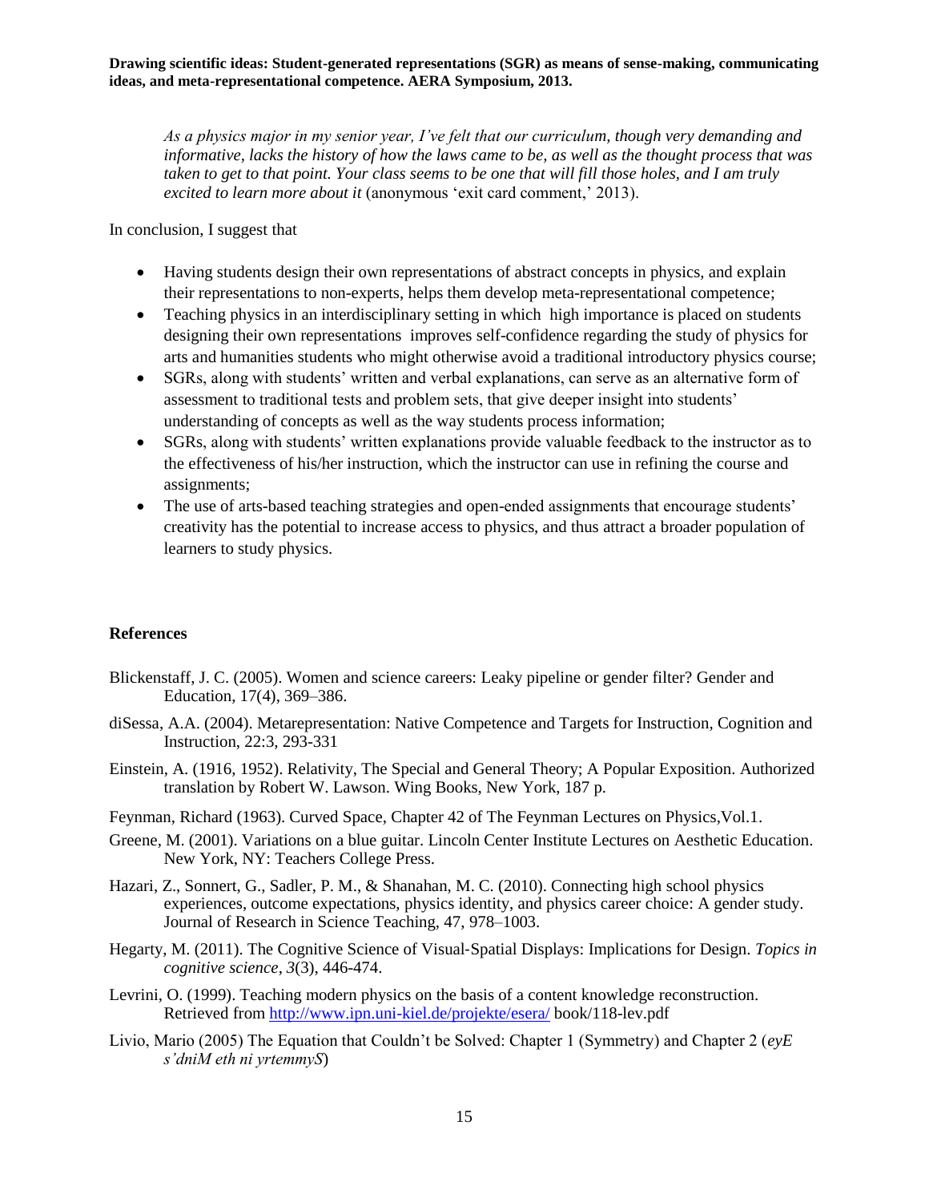*As a physics major in my senior year, I've felt that our curriculum, though very demanding and informative, lacks the history of how the laws came to be, as well as the thought process that was taken to get to that point. Your class seems to be one that will fill those holes, and I am truly excited to learn more about it* (anonymous 'exit card comment,' 2013).

In conclusion, I suggest that

- Having students design their own representations of abstract concepts in physics, and explain their representations to non-experts, helps them develop meta-representational competence;
- Teaching physics in an interdisciplinary setting in which high importance is placed on students designing their own representations improves self-confidence regarding the study of physics for arts and humanities students who might otherwise avoid a traditional introductory physics course;
- SGRs, along with students' written and verbal explanations, can serve as an alternative form of assessment to traditional tests and problem sets, that give deeper insight into students' understanding of concepts as well as the way students process information;
- SGRs, along with students' written explanations provide valuable feedback to the instructor as to the effectiveness of his/her instruction, which the instructor can use in refining the course and assignments;
- The use of arts-based teaching strategies and open-ended assignments that encourage students' creativity has the potential to increase access to physics, and thus attract a broader population of learners to study physics.

## References

Blickenstaff, J. C. (2005). Women and science careers: Leaky pipeline or gender filter? Gender and Education, 17(4), 369–386.

diSessa, A.A. (2004). Metarepresentation: Native Competence and Targets for Instruction, Cognition and Instruction, 22:3, 293-331

Einstein, A. (1916, 1952). Relativity, The Special and General Theory; A Popular Exposition. Authorized translation by Robert W. Lawson. Wing Books, New York, 187 p.

Feynman, Richard (1963). Curved Space, Chapter 42 of The Feynman Lectures on Physics,Vol.1.

Greene, M. (2001). Variations on a blue guitar. Lincoln Center Institute Lectures on Aesthetic Education. New York, NY: Teachers College Press.

Hazari, Z., Sonnert, G., Sadler, P. M., & Shanahan, M. C. (2010). Connecting high school physics experiences, outcome expectations, physics identity, and physics career choice: A gender study. Journal of Research in Science Teaching, 47, 978–1003.

Hegarty, M. (2011). The Cognitive Science of Visual‐Spatial Displays: Implications for Design. *Topics in cognitive science*, *3*(3), 446-474.

Levrini, O. (1999). Teaching modern physics on the basis of a content knowledge reconstruction. Retrieved from http://www.ipn.uni-kiel.de/projekte/esera/ book/118-lev.pdf

Livio, Mario (2005) The Equation that Couldn't be Solved: Chapter 1 (Symmetry) and Chapter 2 (*eyE s'dniM eth ni yrtemmyS*)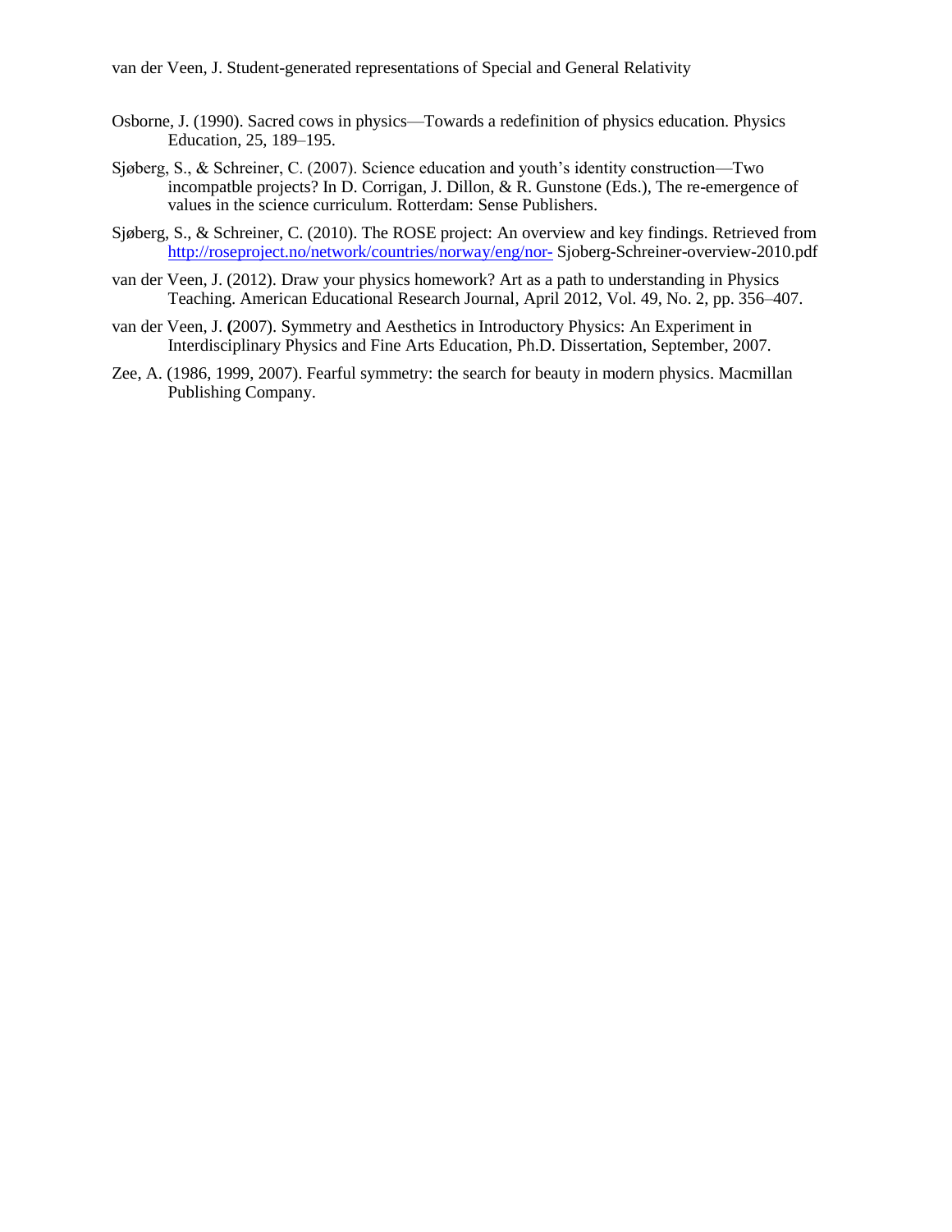Osborne, J. (1990). Sacred cows in physics—Towards a redefinition of physics education. Physics Education, 25, 189–195.

Sjøberg, S., & Schreiner, C. (2007). Science education and youth's identity construction—Two incompatble projects? In D. Corrigan, J. Dillon, & R. Gunstone (Eds.), The re-emergence of values in the science curriculum. Rotterdam: Sense Publishers.

Sjøberg, S., & Schreiner, C. (2010). The ROSE project: An overview and key findings. Retrieved from http://roseproject.no/network/countries/norway/eng/nor- Sjoberg-Schreiner-overview-2010.pdf

van der Veen, J. (2012). Draw your physics homework? Art as a path to understanding in Physics Teaching. American Educational Research Journal, April 2012, Vol. 49, No. 2, pp. 356–407.

van der Veen, J. **(**2007). Symmetry and Aesthetics in Introductory Physics: An Experiment in Interdisciplinary Physics and Fine Arts Education, Ph.D. Dissertation, September, 2007.

Zee, A. (1986, 1999, 2007). Fearful symmetry: the search for beauty in modern physics. Macmillan Publishing Company.